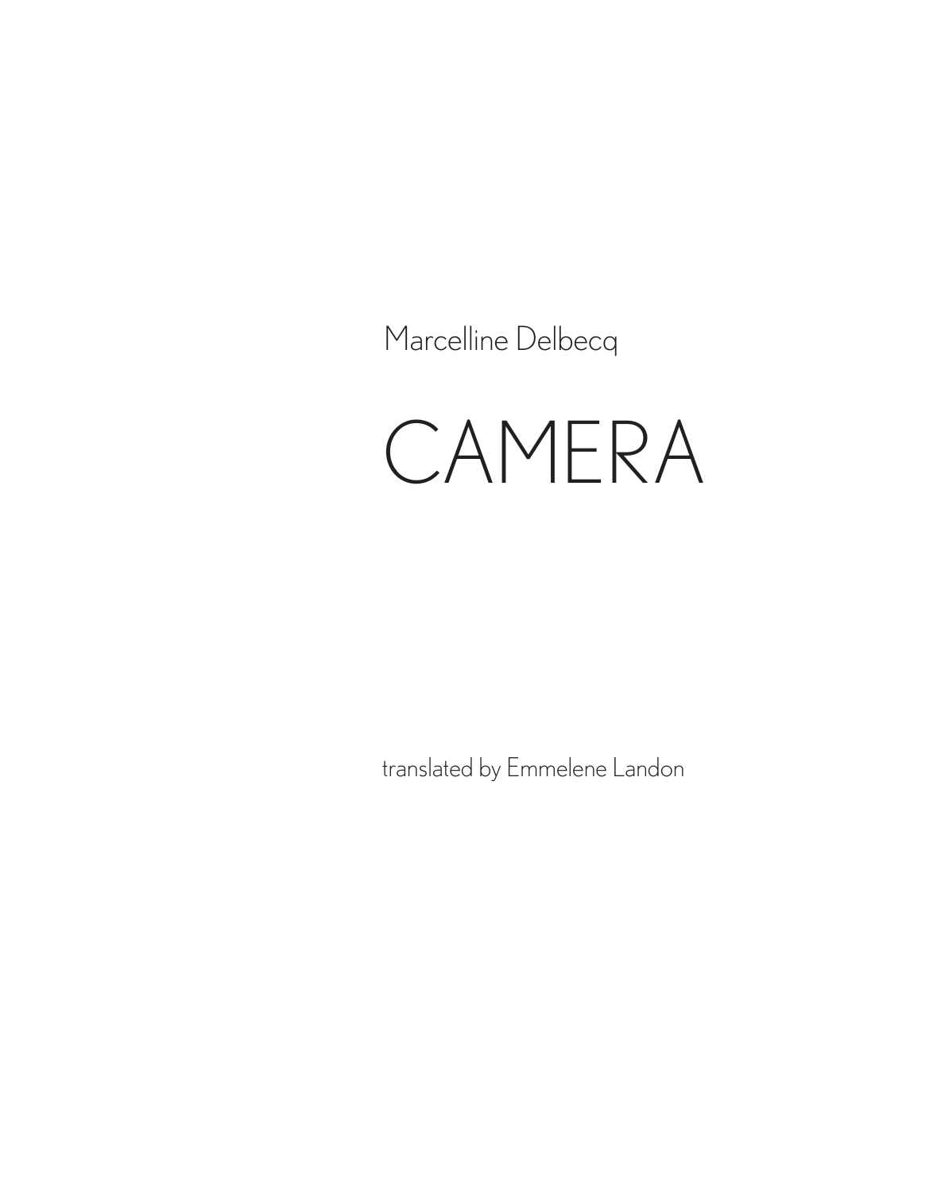Marcelline Delbecq

# CAMERA

translated by Emmelene Landon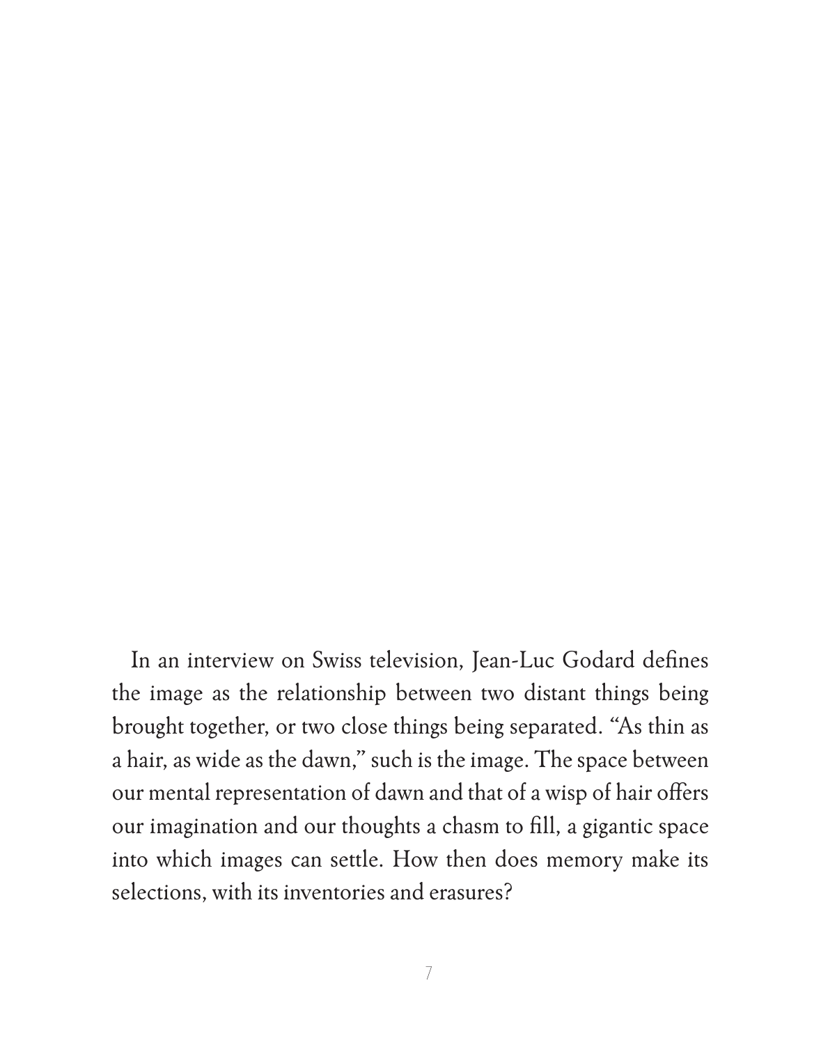In an interview on Swiss television, Jean-Luc Godard defines the image as the relationship between two distant things being brought together, or two close things being separated. "As thin as a hair, as wide as the dawn," such is the image. The space between our mental representation of dawn and that of a wisp of hair offers our imagination and our thoughts a chasm to fill, a gigantic space into which images can settle. How then does memory make its selections, with its inventories and erasures?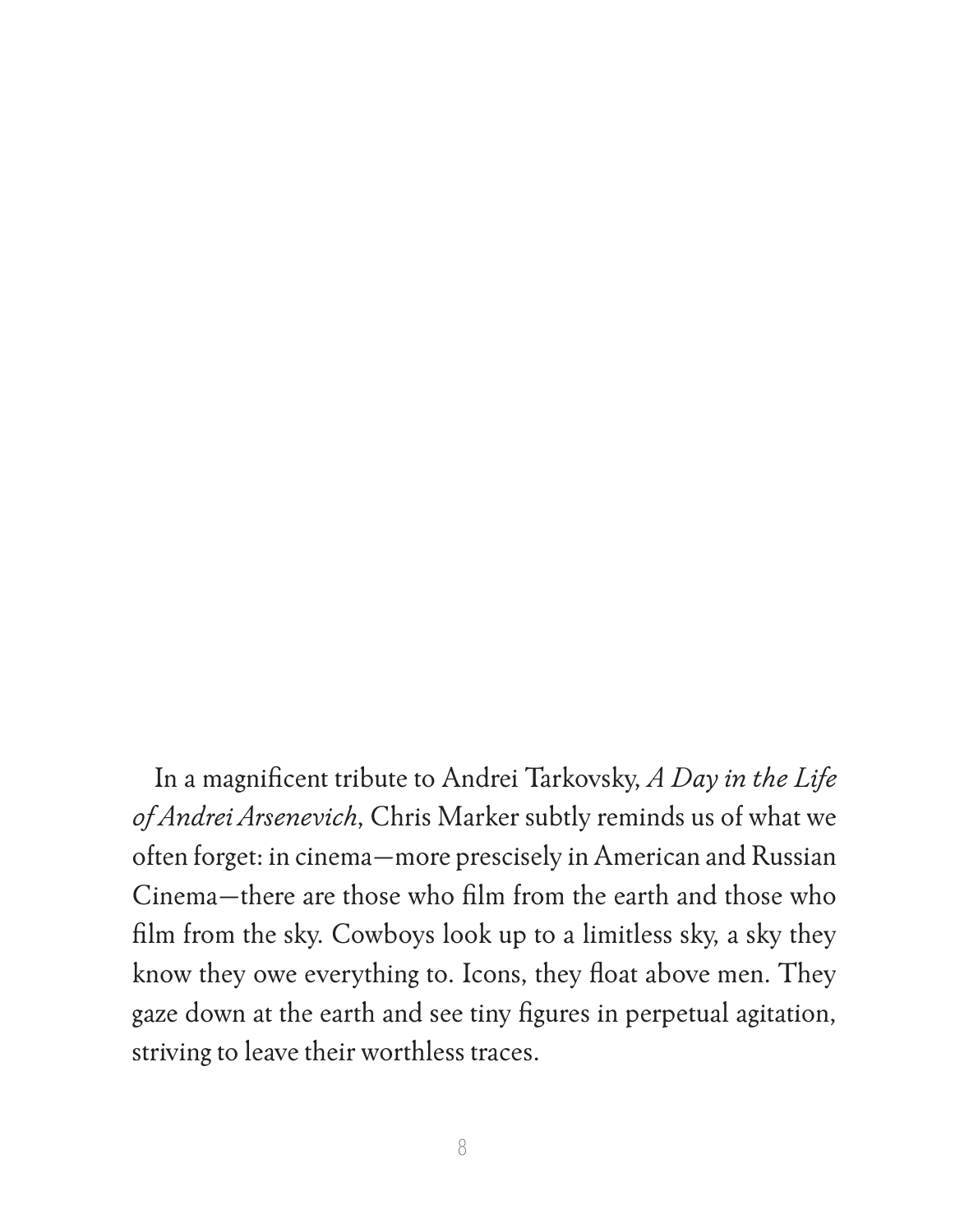In a magnificent tribute to Andrei Tarkovsky, *A Day in the Life of Andrei Arsenevich*, Chris Marker subtly reminds us of what we often forget: in cinema—more prescisely in American and Russian Cinema—there are those who film from the earth and those who film from the sky. Cowboys look up to a limitless sky, a sky they know they owe everything to. Icons, they float above men. They gaze down at the earth and see tiny figures in perpetual agitation, striving to leave their worthless traces.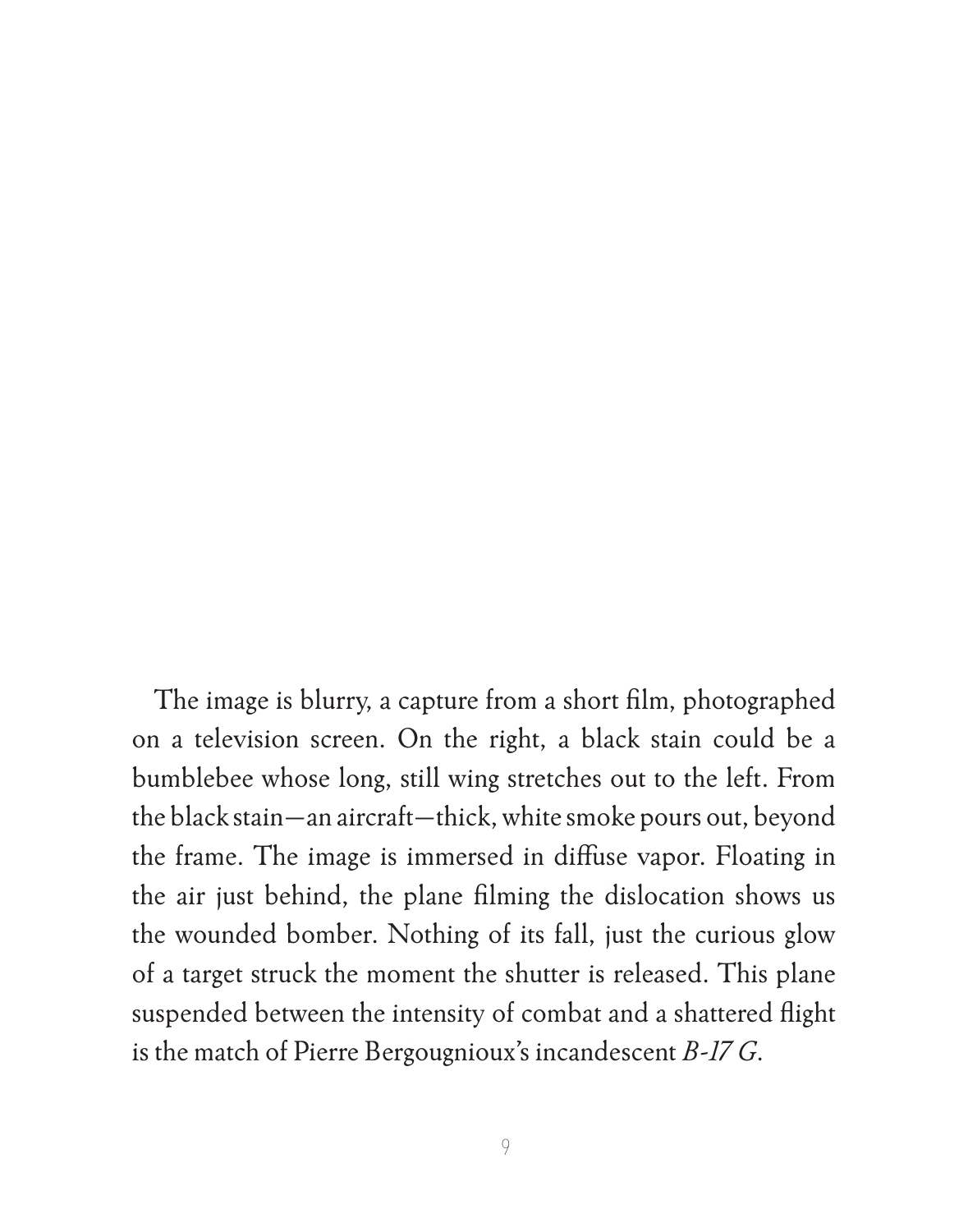The image is blurry, a capture from a short film, photographed on a television screen. On the right, a black stain could be a bumblebee whose long, still wing stretches out to the left. From the black stain—an aircraft—thick, white smoke pours out, beyond the frame. The image is immersed in diffuse vapor. Floating in the air just behind, the plane filming the dislocation shows us the wounded bomber. Nothing of its fall, just the curious glow of a target struck the moment the shutter is released. This plane suspended between the intensity of combat and a shattered flight is the match of Pierre Bergougnioux's incandescent *B-17 G*.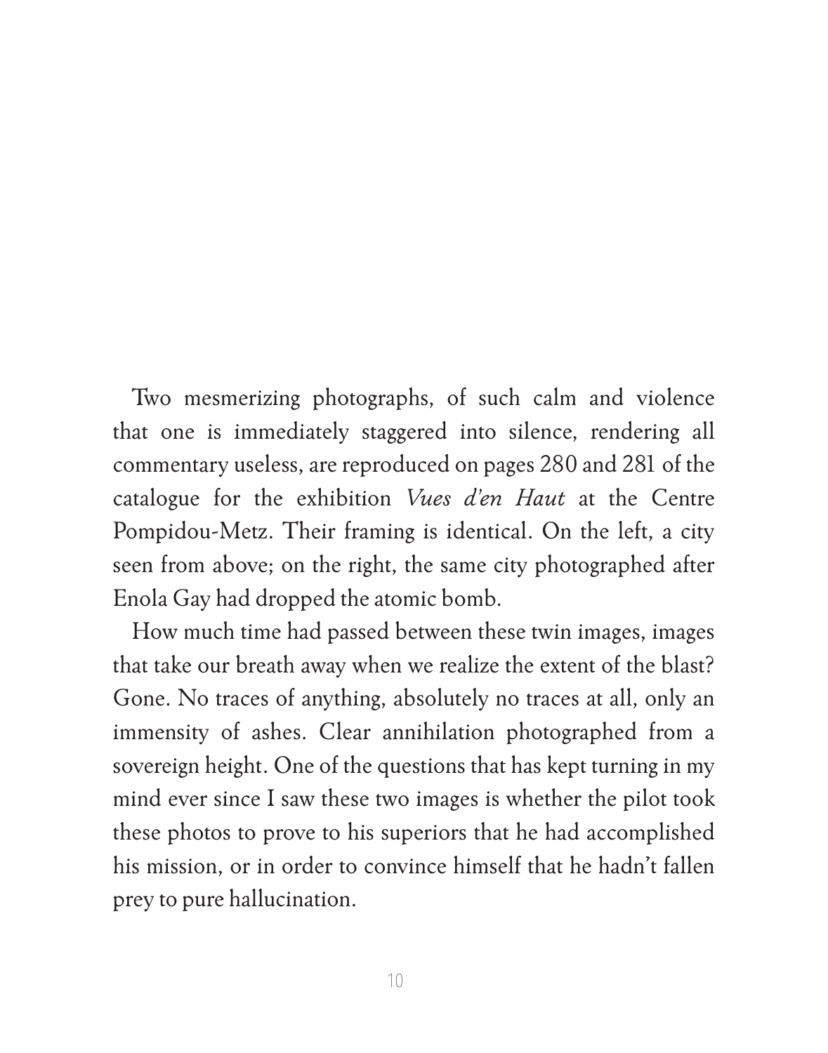Two mesmerizing photographs, of such calm and violence that one is immediately staggered into silence, rendering all commentary useless, are reproduced on pages 280 and 281 of the catalogue for the exhibition *Vues d'en Haut* at the Centre Pompidou-Metz. Their framing is identical. On the left, a city seen from above; on the right, the same city photographed after Enola Gay had dropped the atomic bomb.

How much time had passed between these twin images, images that take our breath away when we realize the extent of the blast? Gone. No traces of anything, absolutely no traces at all, only an immensity of ashes. Clear annihilation photographed from a sovereign height. One of the questions that has kept turning in my mind ever since I saw these two images is whether the pilot took these photos to prove to his superiors that he had accomplished his mission, or in order to convince himself that he hadn't fallen prey to pure hallucination.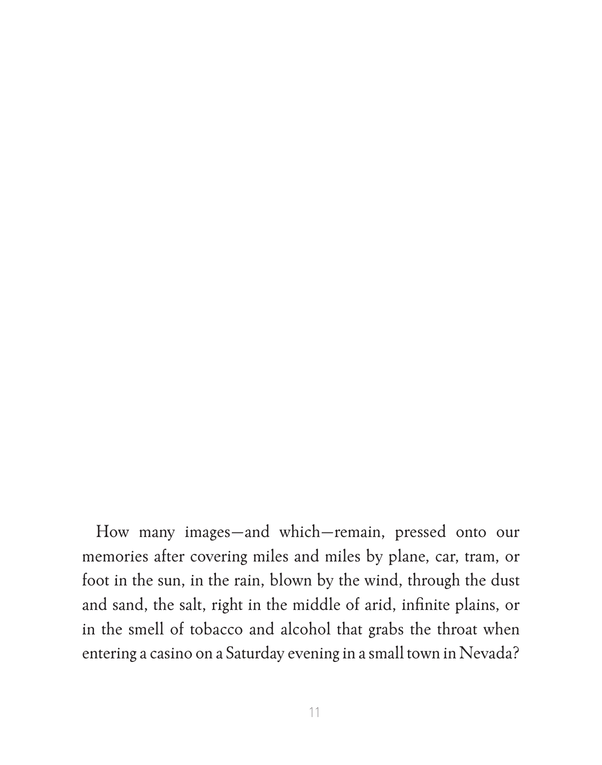How many images—and which—remain, pressed onto our memories after covering miles and miles by plane, car, tram, or foot in the sun, in the rain, blown by the wind, through the dust and sand, the salt, right in the middle of arid, infinite plains, or in the smell of tobacco and alcohol that grabs the throat when entering a casino on a Saturday evening in a small town in Nevada?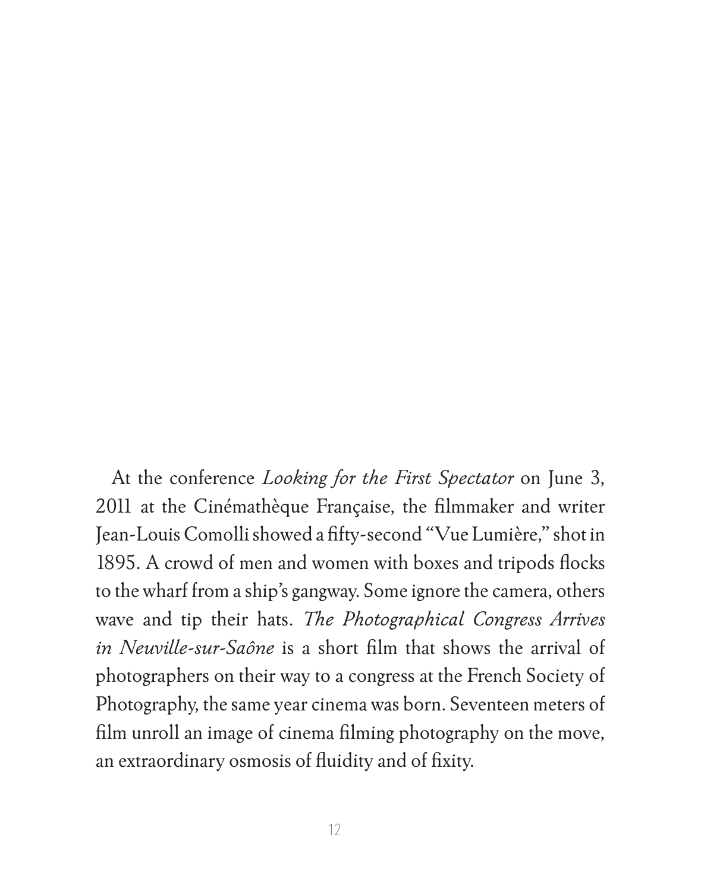At the conference *Looking for the First Spectator* on June 3, 2011 at the Cinémathèque Française, the filmmaker and writer Jean-Louis Comolli showed a fifty-second "Vue Lumière," shot in 1895. A crowd of men and women with boxes and tripods flocks to the wharf from a ship's gangway. Some ignore the camera, others wave and tip their hats. *The Photographical Congress Arrives in Neuville-sur-Saône* is a short film that shows the arrival of photographers on their way to a congress at the French Society of Photography, the same year cinema was born. Seventeen meters of film unroll an image of cinema filming photography on the move, an extraordinary osmosis of fluidity and of fixity.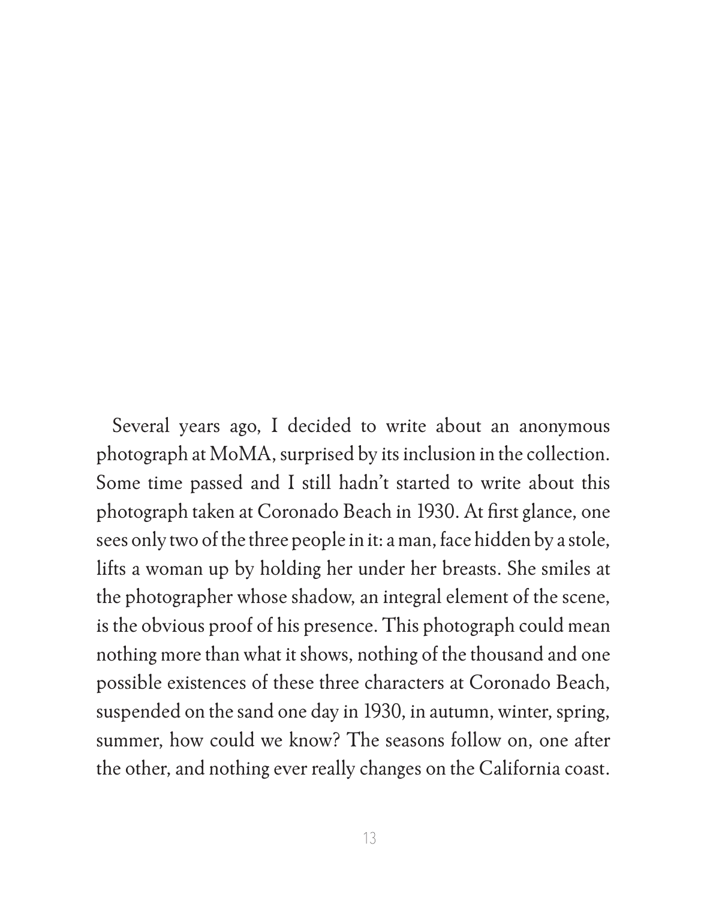Several years ago, I decided to write about an anonymous photograph at MoMA, surprised by its inclusion in the collection. Some time passed and I still hadn't started to write about this photograph taken at Coronado Beach in 1930. At first glance, one sees only two of the three people in it: a man, face hidden by a stole, lifts a woman up by holding her under her breasts. She smiles at the photographer whose shadow, an integral element of the scene, is the obvious proof of his presence. This photograph could mean nothing more than what it shows, nothing of the thousand and one possible existences of these three characters at Coronado Beach, suspended on the sand one day in 1930, in autumn, winter, spring, summer, how could we know? The seasons follow on, one after the other, and nothing ever really changes on the California coast.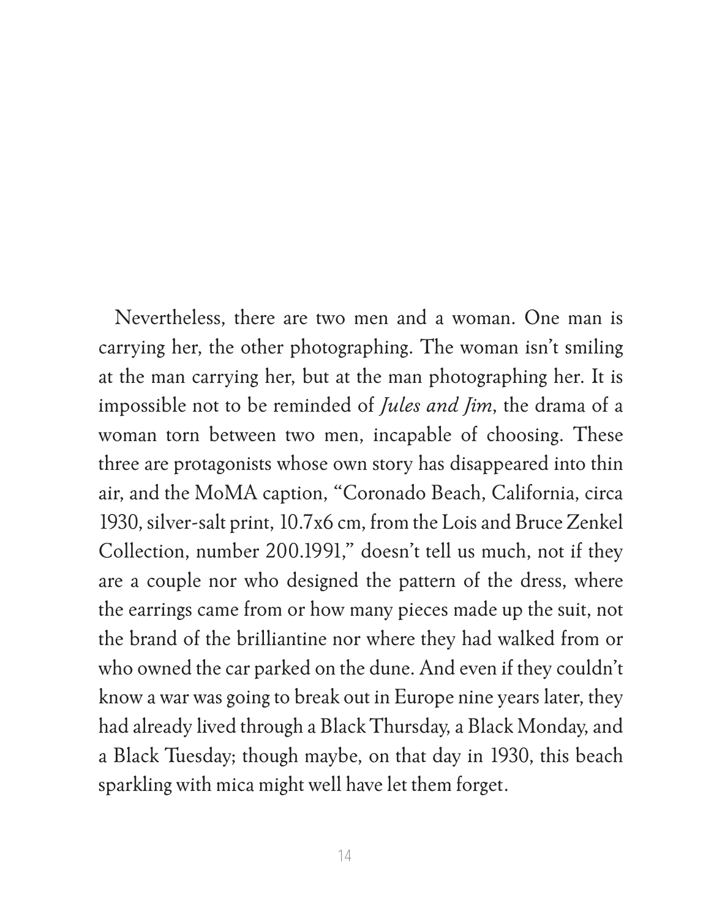Nevertheless, there are two men and a woman. One man is carrying her, the other photographing. The woman isn't smiling at the man carrying her, but at the man photographing her. It is impossible not to be reminded of *Jules and Jim*, the drama of a woman torn between two men, incapable of choosing. These three are protagonists whose own story has disappeared into thin air, and the MoMA caption, "Coronado Beach, California, circa 1930, silver-salt print, 10.7x6 cm, from the Lois and Bruce Zenkel Collection, number 200.1991," doesn't tell us much, not if they are a couple nor who designed the pattern of the dress, where the earrings came from or how many pieces made up the suit, not the brand of the brilliantine nor where they had walked from or who owned the car parked on the dune. And even if they couldn't know a war was going to break out in Europe nine years later, they had already lived through a Black Thursday, a Black Monday, and a Black Tuesday; though maybe, on that day in 1930, this beach sparkling with mica might well have let them forget.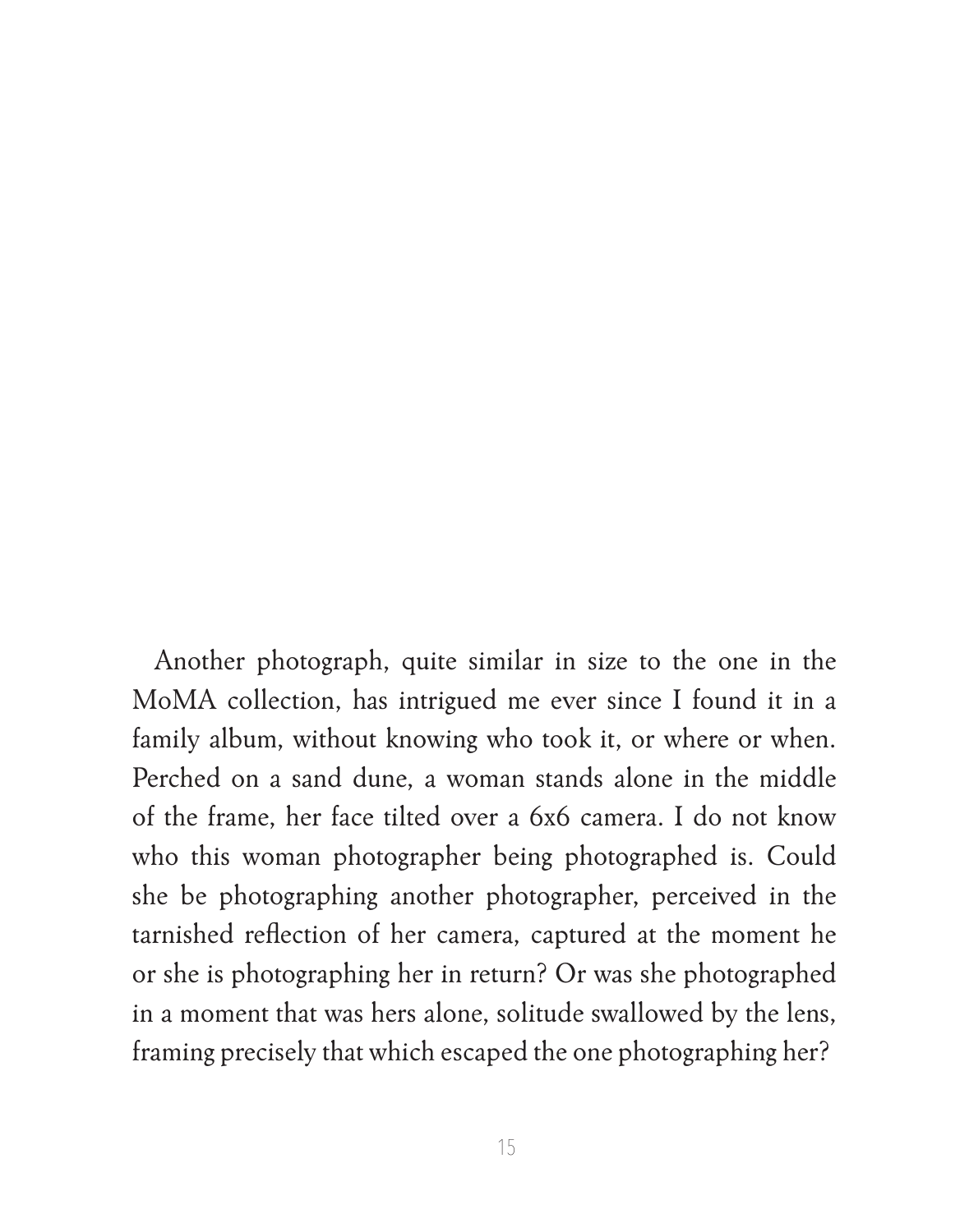Another photograph, quite similar in size to the one in the MoMA collection, has intrigued me ever since I found it in a family album, without knowing who took it, or where or when. Perched on a sand dune, a woman stands alone in the middle of the frame, her face tilted over a 6x6 camera. I do not know who this woman photographer being photographed is. Could she be photographing another photographer, perceived in the tarnished reflection of her camera, captured at the moment he or she is photographing her in return? Or was she photographed in a moment that was hers alone, solitude swallowed by the lens, framing precisely that which escaped the one photographing her?